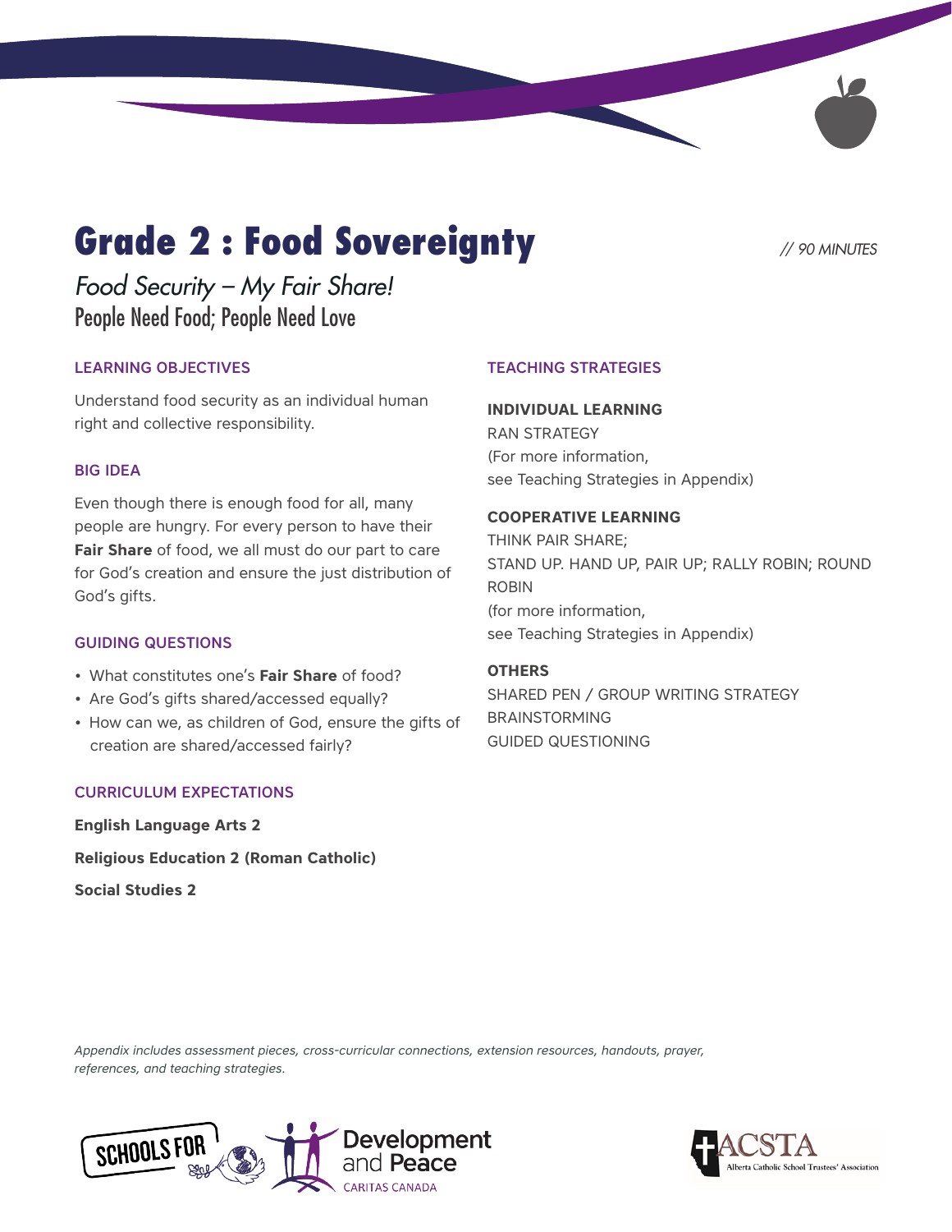# Grade 2 : Food Sovereignty

*// 90 MINUTES*

*Food Security – My Fair Share!*

People Need Food; People Need Love

## LEARNING OBJECTIVES

Understand food security as an individual human right and collective responsibility.

## BIG IDEA

Even though there is enough food for all, many people are hungry. For every person to have their **Fair Share** of food, we all must do our part to care for God's creation and ensure the just distribution of God's gifts.

## GUIDING QUESTIONS

- What constitutes one's **Fair Share** of food?
- Are God's gifts shared/accessed equally?
- How can we, as children of God, ensure the gifts of creation are shared/accessed fairly?

## CURRICULUM EXPECTATIONS

**English Language Arts 2**

**Religious Education 2 (Roman Catholic)**

**Social Studies 2**

## TEACHING STRATEGIES

**INDIVIDUAL LEARNING**

RAN STRATEGY
(For more information, see Teaching Strategies in Appendix)

**COOPERATIVE LEARNING**

THINK PAIR SHARE;
STAND UP. HAND UP, PAIR UP; RALLY ROBIN; ROUND ROBIN
(for more information, see Teaching Strategies in Appendix)

**OTHERS**

SHARED PEN / GROUP WRITING STRATEGY
BRAINSTORMING
GUIDED QUESTIONING

*Appendix includes assessment pieces, cross-curricular connections, extension resources, handouts, prayer, references, and teaching strategies.*

SCHOOLS FOR Development and Peace CARITAS CANADA

ACSTA Alberta Catholic School Trustees' Association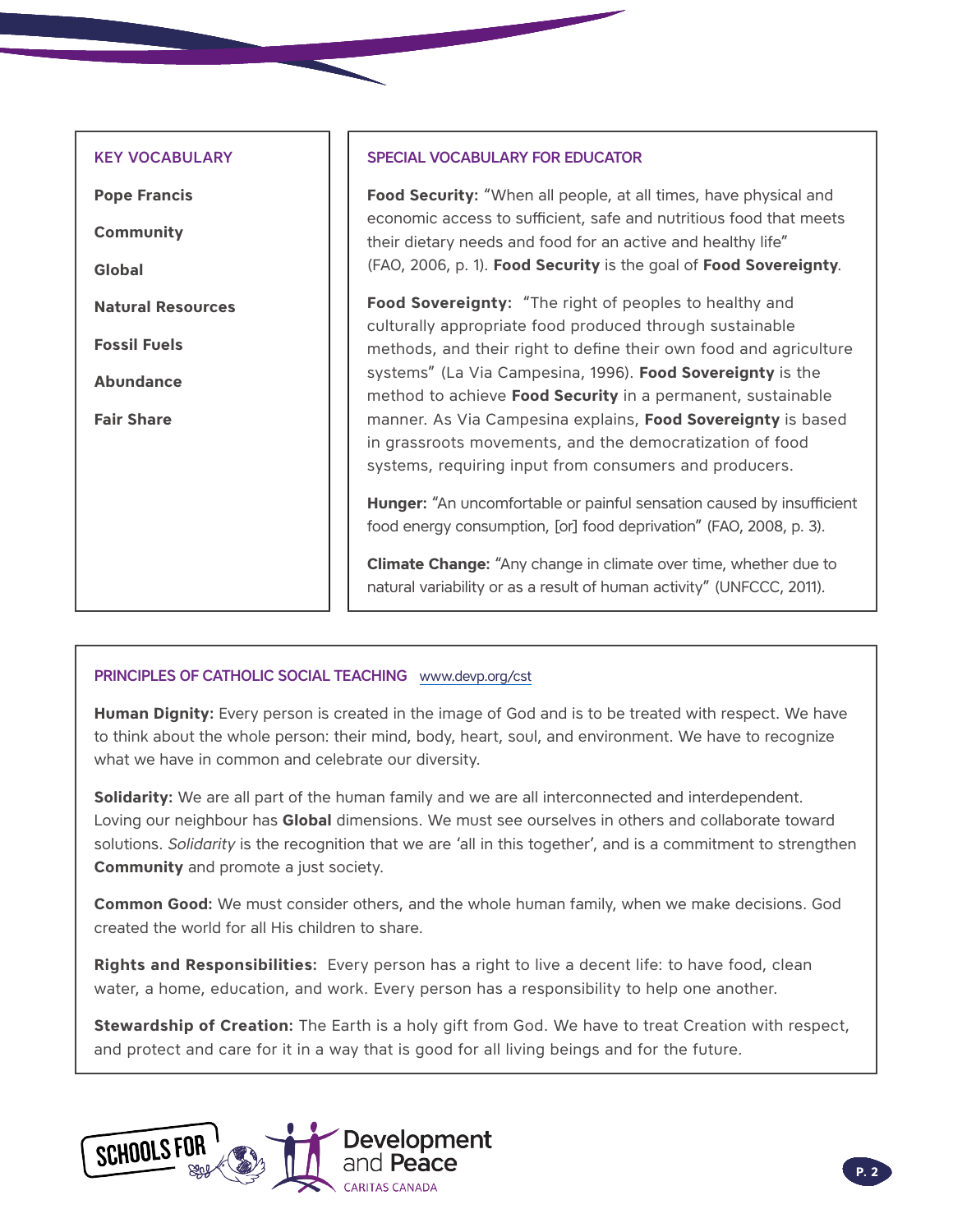## KEY VOCABULARY

**Pope Francis**

**Community**

**Global**

**Natural Resources**

**Fossil Fuels**

**Abundance**

**Fair Share**

## SPECIAL VOCABULARY FOR EDUCATOR

**Food Security:** "When all people, at all times, have physical and economic access to sufficient, safe and nutritious food that meets their dietary needs and food for an active and healthy life" (FAO, 2006, p. 1). **Food Security** is the goal of **Food Sovereignty**.

**Food Sovereignty:** "The right of peoples to healthy and culturally appropriate food produced through sustainable methods, and their right to define their own food and agriculture systems" (La Via Campesina, 1996). **Food Sovereignty** is the method to achieve **Food Security** in a permanent, sustainable manner. As Via Campesina explains, **Food Sovereignty** is based in grassroots movements, and the democratization of food systems, requiring input from consumers and producers.

**Hunger:** "An uncomfortable or painful sensation caused by insufficient food energy consumption, [or] food deprivation" (FAO, 2008, p. 3).

**Climate Change:** "Any change in climate over time, whether due to natural variability or as a result of human activity" (UNFCCC, 2011).

## PRINCIPLES OF CATHOLIC SOCIAL TEACHING www.devp.org/cst

**Human Dignity:** Every person is created in the image of God and is to be treated with respect. We have to think about the whole person: their mind, body, heart, soul, and environment. We have to recognize what we have in common and celebrate our diversity.

**Solidarity:** We are all part of the human family and we are all interconnected and interdependent. Loving our neighbour has **Global** dimensions. We must see ourselves in others and collaborate toward solutions. *Solidarity* is the recognition that we are 'all in this together', and is a commitment to strengthen **Community** and promote a just society.

**Common Good:** We must consider others, and the whole human family, when we make decisions. God created the world for all His children to share.

**Rights and Responsibilities:** Every person has a right to live a decent life: to have food, clean water, a home, education, and work. Every person has a responsibility to help one another.

**Stewardship of Creation:** The Earth is a holy gift from God. We have to treat Creation with respect, and protect and care for it in a way that is good for all living beings and for the future.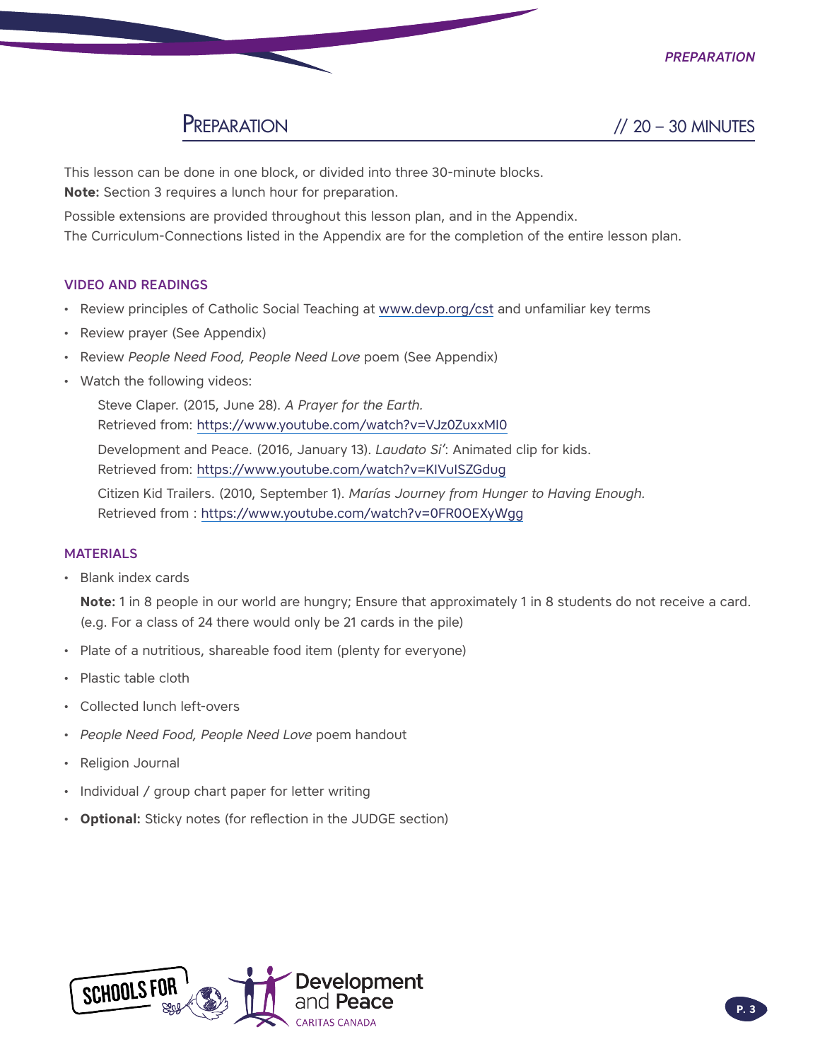## Preparation // 20 – 30 MINUTES

This lesson can be done in one block, or divided into three 30-minute blocks.
**Note:** Section 3 requires a lunch hour for preparation.

Possible extensions are provided throughout this lesson plan, and in the Appendix.
The Curriculum-Connections listed in the Appendix are for the completion of the entire lesson plan.

### VIDEO AND READINGS

- Review principles of Catholic Social Teaching at www.devp.org/cst and unfamiliar key terms
- Review prayer (See Appendix)
- Review *People Need Food, People Need Love* poem (See Appendix)
- Watch the following videos:

  Steve Claper. (2015, June 28). *A Prayer for the Earth.*
  Retrieved from: https://www.youtube.com/watch?v=VJz0ZuxxMI0

  Development and Peace. (2016, January 13). *Laudato Si'*: Animated clip for kids.
  Retrieved from: https://www.youtube.com/watch?v=KIVuISZGdug

  Citizen Kid Trailers. (2010, September 1). *Marías Journey from Hunger to Having Enough.*
  Retrieved from : https://www.youtube.com/watch?v=0FR0OEXyWgg

### MATERIALS

- Blank index cards

  **Note:** 1 in 8 people in our world are hungry; Ensure that approximately 1 in 8 students do not receive a card. (e.g. For a class of 24 there would only be 21 cards in the pile)

- Plate of a nutritious, shareable food item (plenty for everyone)
- Plastic table cloth
- Collected lunch left-overs
- *People Need Food, People Need Love* poem handout
- Religion Journal
- Individual / group chart paper for letter writing
- **Optional:** Sticky notes (for reflection in the JUDGE section)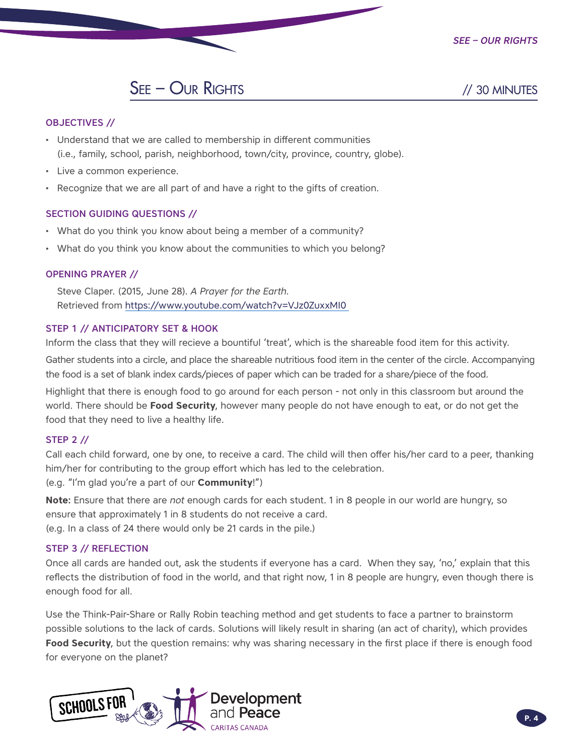## SEE – OUR RIGHTS // 30 MINUTES

### OBJECTIVES //

- Understand that we are called to membership in different communities (i.e., family, school, parish, neighborhood, town/city, province, country, globe).
- Live a common experience.
- Recognize that we are all part of and have a right to the gifts of creation.

### SECTION GUIDING QUESTIONS //

- What do you think you know about being a member of a community?
- What do you think you know about the communities to which you belong?

### OPENING PRAYER //

Steve Claper. (2015, June 28). *A Prayer for the Earth*.
Retrieved from https://www.youtube.com/watch?v=VJz0ZuxxMI0

### STEP 1 // ANTICIPATORY SET & HOOK

Inform the class that they will recieve a bountiful 'treat', which is the shareable food item for this activity.

Gather students into a circle, and place the shareable nutritious food item in the center of the circle. Accompanying the food is a set of blank index cards/pieces of paper which can be traded for a share/piece of the food.

Highlight that there is enough food to go around for each person - not only in this classroom but around the world. There should be **Food Security**, however many people do not have enough to eat, or do not get the food that they need to live a healthy life.

### STEP 2 //

Call each child forward, one by one, to receive a card. The child will then offer his/her card to a peer, thanking him/her for contributing to the group effort which has led to the celebration.
(e.g. "I'm glad you're a part of our **Community**!")

**Note:** Ensure that there are *not* enough cards for each student. 1 in 8 people in our world are hungry, so ensure that approximately 1 in 8 students do not receive a card.
(e.g. In a class of 24 there would only be 21 cards in the pile.)

### STEP 3 // REFLECTION

Once all cards are handed out, ask the students if everyone has a card. When they say, 'no,' explain that this reflects the distribution of food in the world, and that right now, 1 in 8 people are hungry, even though there is enough food for all.

Use the Think-Pair-Share or Rally Robin teaching method and get students to face a partner to brainstorm possible solutions to the lack of cards. Solutions will likely result in sharing (an act of charity), which provides **Food Security**, but the question remains: why was sharing necessary in the first place if there is enough food for everyone on the planet?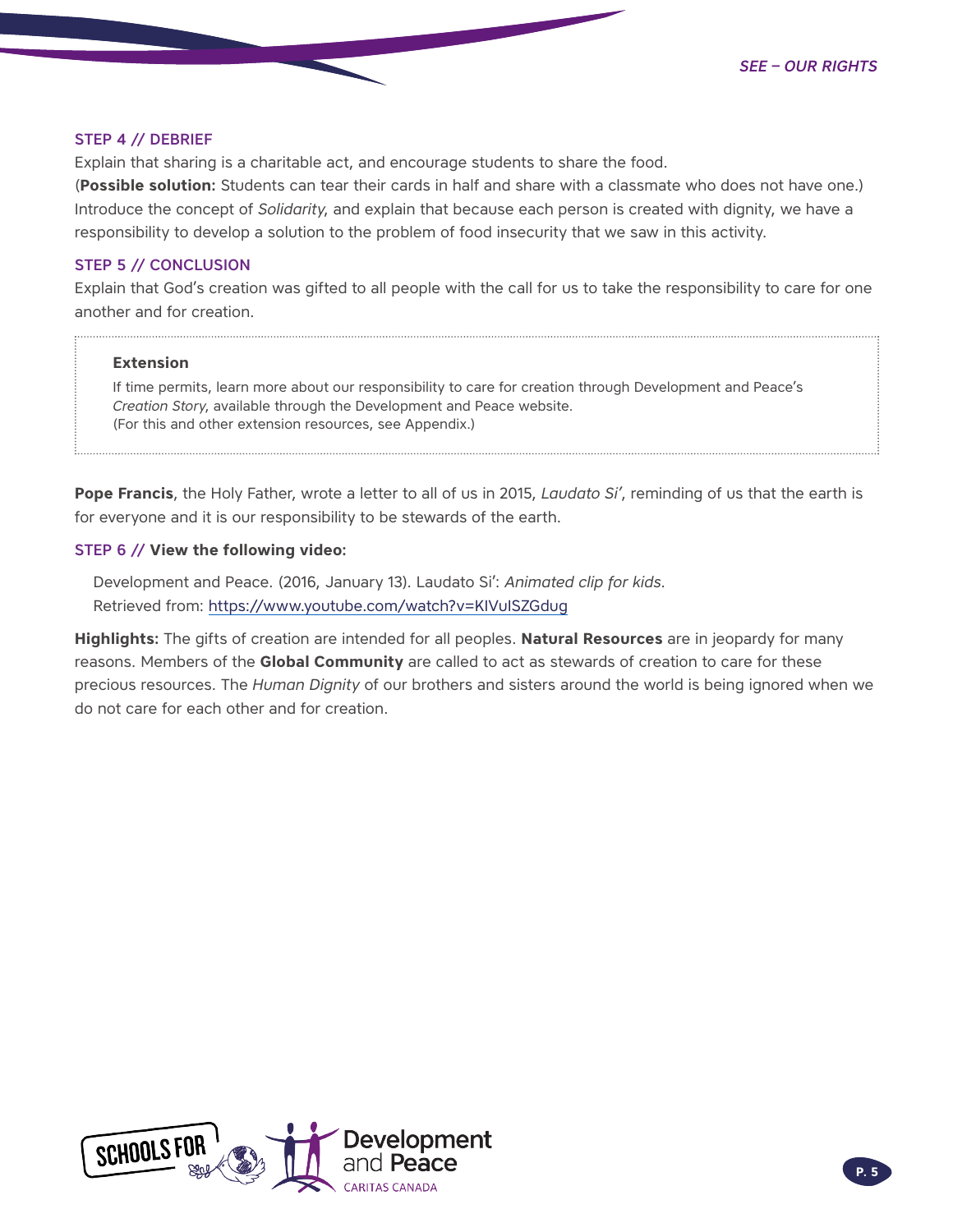### STEP 4 // DEBRIEF

Explain that sharing is a charitable act, and encourage students to share the food.
(**Possible solution:** Students can tear their cards in half and share with a classmate who does not have one.)
Introduce the concept of *Solidarity*, and explain that because each person is created with dignity, we have a responsibility to develop a solution to the problem of food insecurity that we saw in this activity.

### STEP 5 // CONCLUSION

Explain that God's creation was gifted to all people with the call for us to take the responsibility to care for one another and for creation.

> **Extension**
>
> If time permits, learn more about our responsibility to care for creation through Development and Peace's *Creation Story*, available through the Development and Peace website.
> (For this and other extension resources, see Appendix.)

**Pope Francis**, the Holy Father, wrote a letter to all of us in 2015, *Laudato Si'*, reminding of us that the earth is for everyone and it is our responsibility to be stewards of the earth.

### STEP 6 // **View the following video:**

Development and Peace. (2016, January 13). Laudato Si': *Animated clip for kids*.
Retrieved from: https://www.youtube.com/watch?v=KIVuISZGdug

**Highlights:** The gifts of creation are intended for all peoples. **Natural Resources** are in jeopardy for many reasons. Members of the **Global Community** are called to act as stewards of creation to care for these precious resources. The *Human Dignity* of our brothers and sisters around the world is being ignored when we do not care for each other and for creation.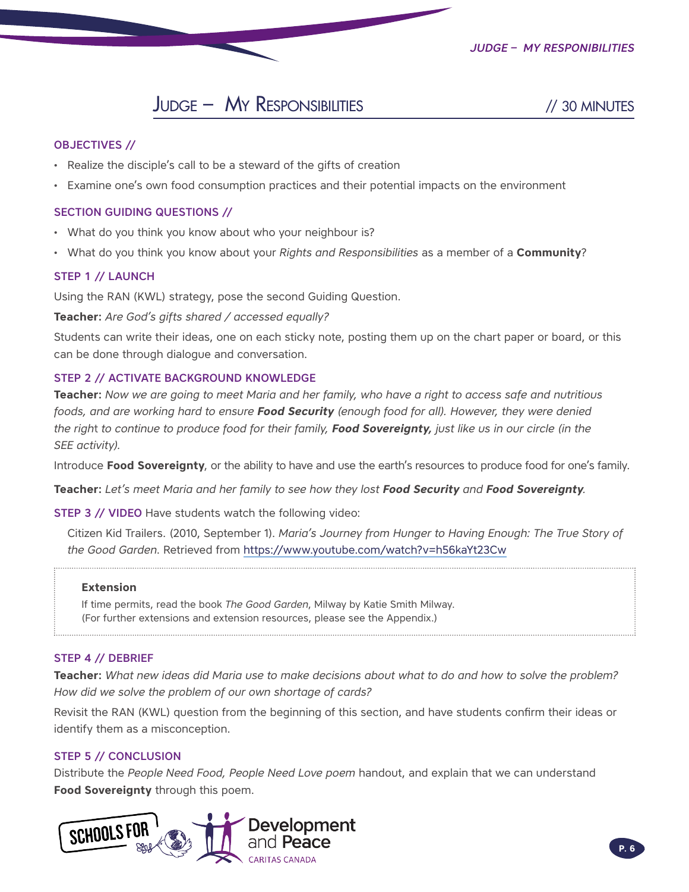# Judge – My Responsibilities // 30 MINUTES

### OBJECTIVES //

- Realize the disciple's call to be a steward of the gifts of creation
- Examine one's own food consumption practices and their potential impacts on the environment

### SECTION GUIDING QUESTIONS //

- What do you think you know about who your neighbour is?
- What do you think you know about your *Rights and Responsibilities* as a member of a **Community**?

### STEP 1 // LAUNCH

Using the RAN (KWL) strategy, pose the second Guiding Question.

**Teacher:** *Are God's gifts shared / accessed equally?*

Students can write their ideas, one on each sticky note, posting them up on the chart paper or board, or this can be done through dialogue and conversation.

### STEP 2 // ACTIVATE BACKGROUND KNOWLEDGE

**Teacher:** *Now we are going to meet Maria and her family, who have a right to access safe and nutritious foods, and are working hard to ensure **Food Security** (enough food for all). However, they were denied the right to continue to produce food for their family, **Food Sovereignty,** just like us in our circle (in the SEE activity).*

Introduce **Food Sovereignty**, or the ability to have and use the earth's resources to produce food for one's family.

**Teacher:** *Let's meet Maria and her family to see how they lost **Food Security** and **Food Sovereignty**.*

**STEP 3 // VIDEO** Have students watch the following video:

Citizen Kid Trailers. (2010, September 1). *Maria's Journey from Hunger to Having Enough: The True Story of the Good Garden*. Retrieved from https://www.youtube.com/watch?v=h56kaYt23Cw

> **Extension**
>
> If time permits, read the book *The Good Garden*, Milway by Katie Smith Milway.
> (For further extensions and extension resources, please see the Appendix.)

### STEP 4 // DEBRIEF

**Teacher:** *What new ideas did Maria use to make decisions about what to do and how to solve the problem? How did we solve the problem of our own shortage of cards?*

Revisit the RAN (KWL) question from the beginning of this section, and have students confirm their ideas or identify them as a misconception.

### STEP 5 // CONCLUSION

Distribute the *People Need Food, People Need Love poem* handout, and explain that we can understand **Food Sovereignty** through this poem.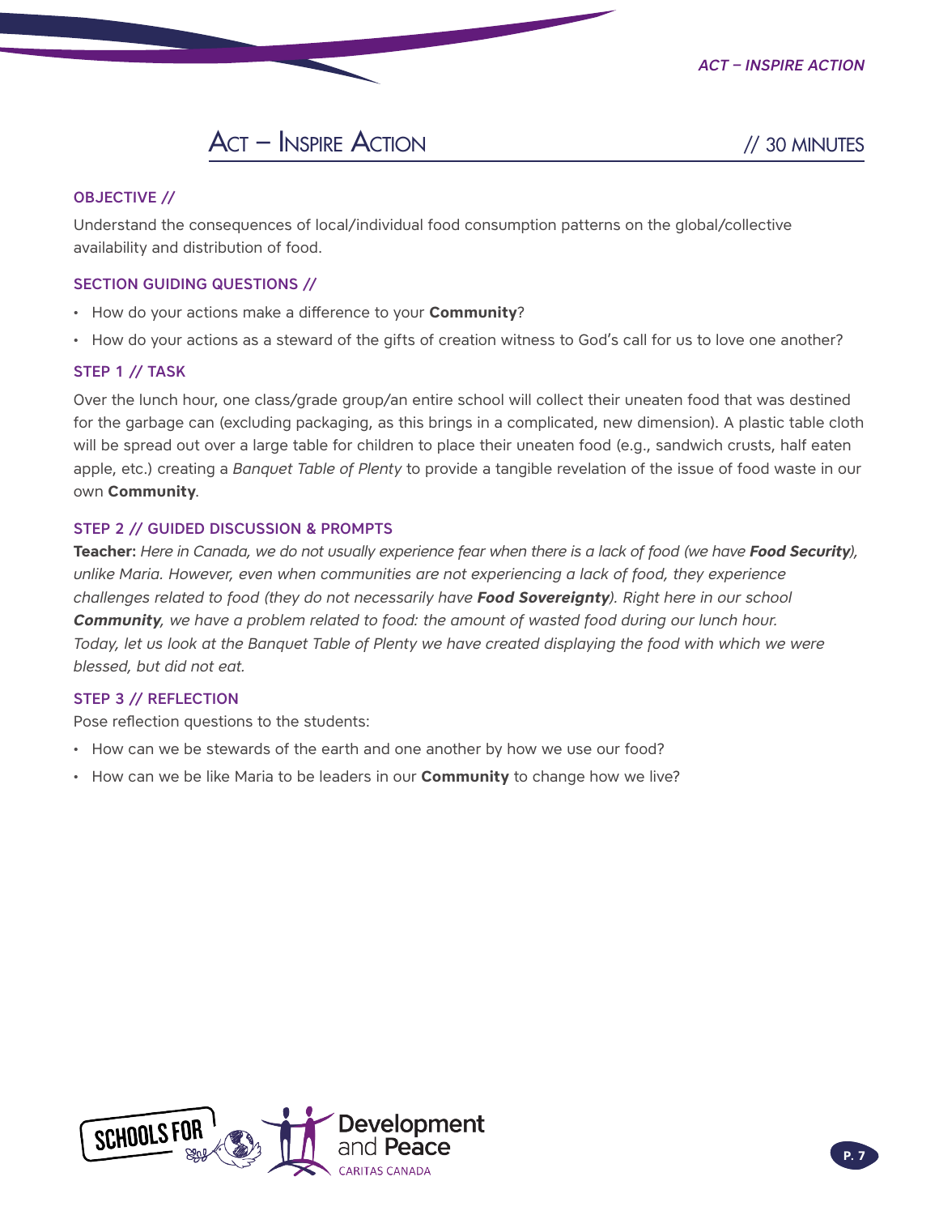# Act – Inspire Action // 30 MINUTES

### OBJECTIVE //

Understand the consequences of local/individual food consumption patterns on the global/collective availability and distribution of food.

### SECTION GUIDING QUESTIONS //

- How do your actions make a difference to your **Community**?
- How do your actions as a steward of the gifts of creation witness to God's call for us to love one another?

### STEP 1 // TASK

Over the lunch hour, one class/grade group/an entire school will collect their uneaten food that was destined for the garbage can (excluding packaging, as this brings in a complicated, new dimension). A plastic table cloth will be spread out over a large table for children to place their uneaten food (e.g., sandwich crusts, half eaten apple, etc.) creating a *Banquet Table of Plenty* to provide a tangible revelation of the issue of food waste in our own **Community**.

### STEP 2 // GUIDED DISCUSSION & PROMPTS

**Teacher:** *Here in Canada, we do not usually experience fear when there is a lack of food (we have* ***Food Security****), unlike Maria. However, even when communities are not experiencing a lack of food, they experience challenges related to food (they do not necessarily have* ***Food Sovereignty****). Right here in our school* ***Community****, we have a problem related to food: the amount of wasted food during our lunch hour. Today, let us look at the Banquet Table of Plenty we have created displaying the food with which we were blessed, but did not eat.*

### STEP 3 // REFLECTION

Pose reflection questions to the students:

- How can we be stewards of the earth and one another by how we use our food?
- How can we be like Maria to be leaders in our **Community** to change how we live?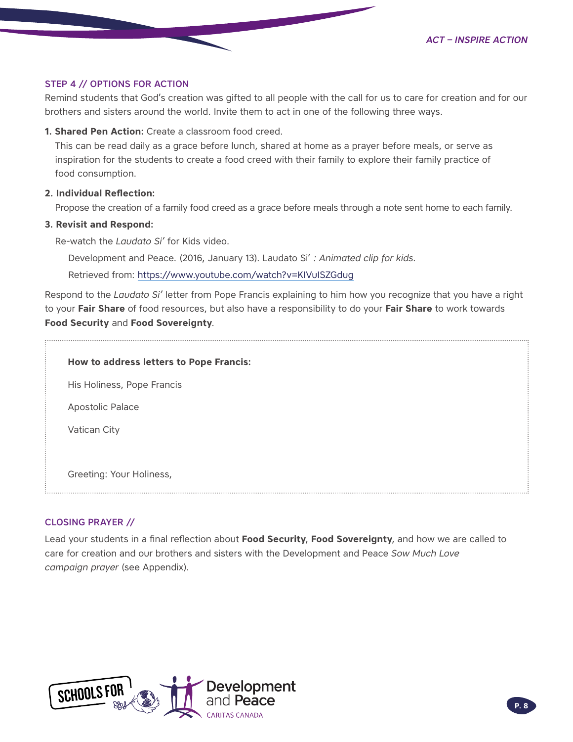## STEP 4 // OPTIONS FOR ACTION

Remind students that God's creation was gifted to all people with the call for us to care for creation and for our brothers and sisters around the world. Invite them to act in one of the following three ways.

1. **Shared Pen Action:** Create a classroom food creed.

   This can be read daily as a grace before lunch, shared at home as a prayer before meals, or serve as inspiration for the students to create a food creed with their family to explore their family practice of food consumption.

2. **Individual Reflection:**

   Propose the creation of a family food creed as a grace before meals through a note sent home to each family.

3. **Revisit and Respond:**

   Re-watch the *Laudato Si'* for Kids video.

   Development and Peace. (2016, January 13). Laudato Si' *: Animated clip for kids.*

   Retrieved from: https://www.youtube.com/watch?v=KIVuISZGdug

Respond to the *Laudato Si'* letter from Pope Francis explaining to him how you recognize that you have a right to your **Fair Share** of food resources, but also have a responsibility to do your **Fair Share** to work towards **Food Security** and **Food Sovereignty**.

**How to address letters to Pope Francis:**

His Holiness, Pope Francis

Apostolic Palace

Vatican City

Greeting: Your Holiness,

## CLOSING PRAYER //

Lead your students in a final reflection about **Food Security**, **Food Sovereignty**, and how we are called to care for creation and our brothers and sisters with the Development and Peace *Sow Much Love campaign prayer* (see Appendix).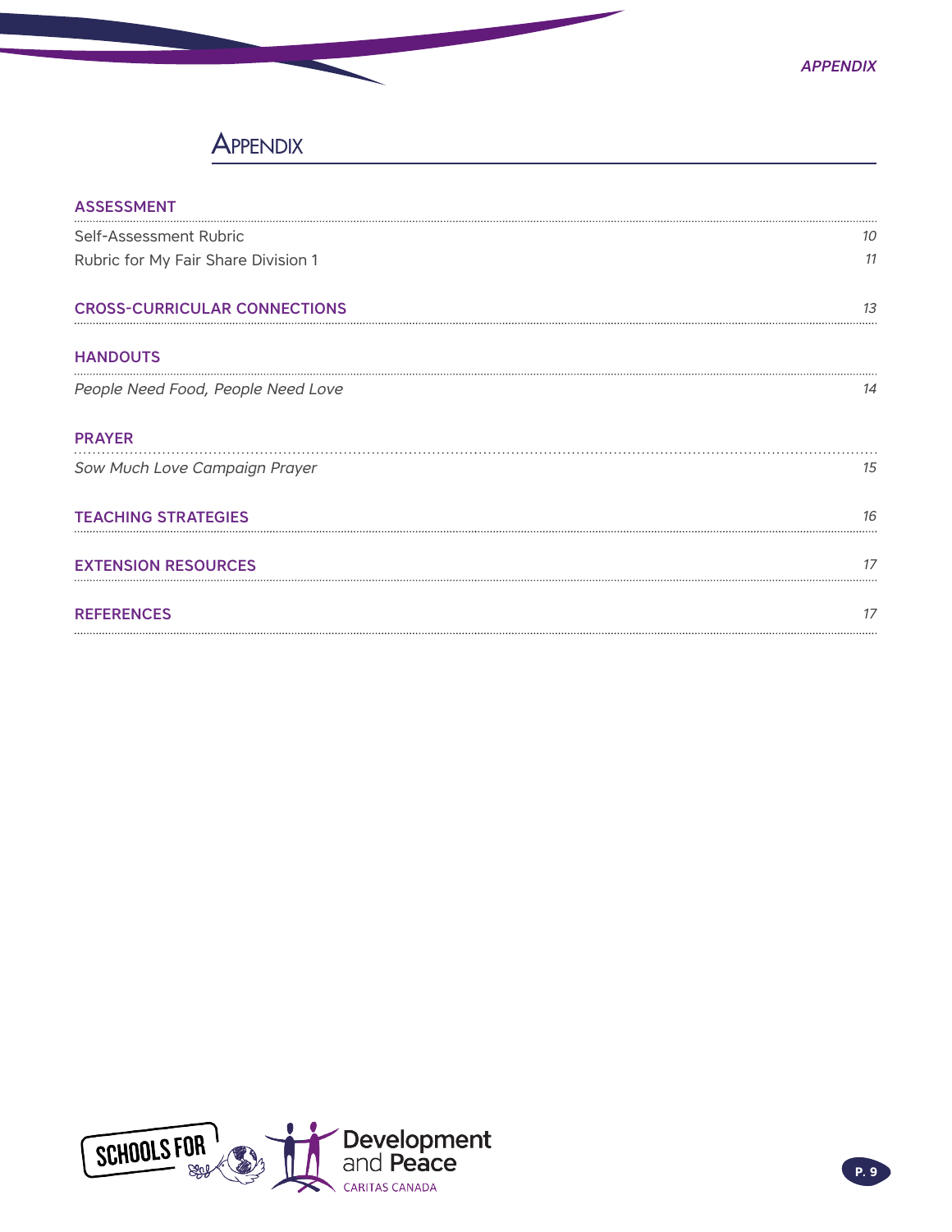# Appendix

## ASSESSMENT

Self-Assessment Rubric — *10*

Rubric for My Fair Share Division 1 — *11*

## CROSS-CURRICULAR CONNECTIONS — *13*

## HANDOUTS

*People Need Food, People Need Love* — *14*

## PRAYER

*Sow Much Love Campaign Prayer* — *15*

## TEACHING STRATEGIES — *16*

## EXTENSION RESOURCES — *17*

## REFERENCES — *17*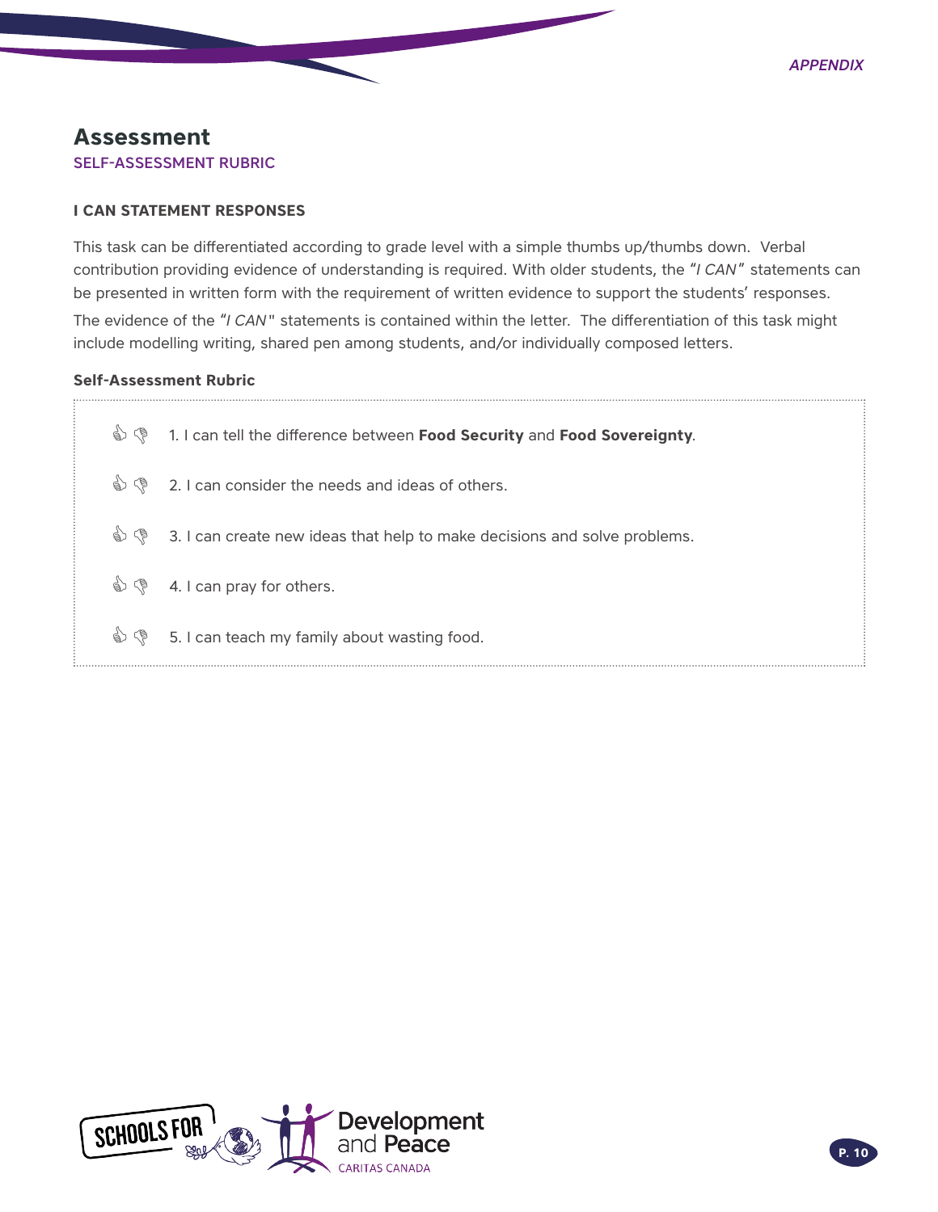# Assessment

SELF-ASSESSMENT RUBRIC

### I CAN STATEMENT RESPONSES

This task can be differentiated according to grade level with a simple thumbs up/thumbs down. Verbal contribution providing evidence of understanding is required. With older students, the "*I CAN*" statements can be presented in written form with the requirement of written evidence to support the students' responses.

The evidence of the "*I CAN*" statements is contained within the letter. The differentiation of this task might include modelling writing, shared pen among students, and/or individually composed letters.

**Self-Assessment Rubric**

👍 👎 1. I can tell the difference between **Food Security** and **Food Sovereignty**.

👍 👎 2. I can consider the needs and ideas of others.

👍 👎 3. I can create new ideas that help to make decisions and solve problems.

👍 👎 4. I can pray for others.

👍 👎 5. I can teach my family about wasting food.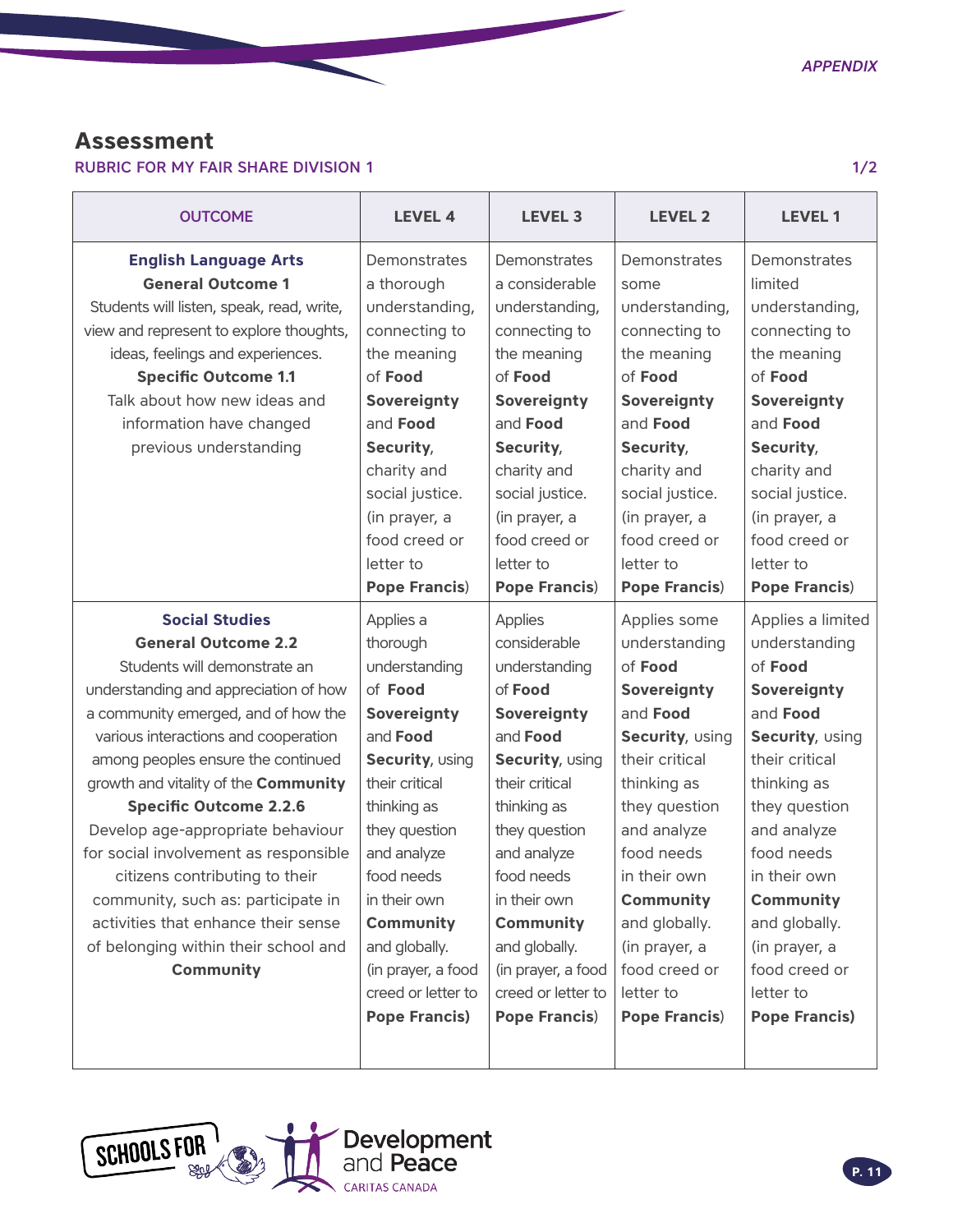## Assessment

RUBRIC FOR MY FAIR SHARE DIVISION 1

1/2

| OUTCOME | LEVEL 4 | LEVEL 3 | LEVEL 2 | LEVEL 1 |
|---|---|---|---|---|
| **English Language Arts**<br>**General Outcome 1**<br>Students will listen, speak, read, write, view and represent to explore thoughts, ideas, feelings and experiences.<br>**Specific Outcome 1.1**<br>Talk about how new ideas and information have changed previous understanding | Demonstrates a thorough understanding, connecting to the meaning of **Food Sovereignty** and **Food Security**, charity and social justice. (in prayer, a food creed or letter to **Pope Francis**) | Demonstrates a considerable understanding, connecting to the meaning of **Food Sovereignty** and **Food Security**, charity and social justice. (in prayer, a food creed or letter to **Pope Francis**) | Demonstrates some understanding, connecting to the meaning of **Food Sovereignty** and **Food Security**, charity and social justice. (in prayer, a food creed or letter to **Pope Francis**) | Demonstrates limited understanding, connecting to the meaning of **Food Sovereignty** and **Food Security**, charity and social justice. (in prayer, a food creed or letter to **Pope Francis**) |
| **Social Studies**<br>**General Outcome 2.2**<br>Students will demonstrate an understanding and appreciation of how a community emerged, and of how the various interactions and cooperation among peoples ensure the continued growth and vitality of the **Community**<br>**Specific Outcome 2.2.6**<br>Develop age-appropriate behaviour for social involvement as responsible citizens contributing to their community, such as: participate in activities that enhance their sense of belonging within their school and **Community** | Applies a thorough understanding of **Food Sovereignty** and **Food Security**, using their critical thinking as they question and analyze food needs in their own **Community** and globally. (in prayer, a food creed or letter to **Pope Francis**) | Applies considerable understanding of **Food Sovereignty** and **Food Security**, using their critical thinking as they question and analyze food needs in their own **Community** and globally. (in prayer, a food creed or letter to **Pope Francis**) | Applies some understanding of **Food Sovereignty** and **Food Security**, using their critical thinking as they question and analyze food needs in their own **Community** and globally. (in prayer, a food creed or letter to **Pope Francis**) | Applies a limited understanding of **Food Sovereignty** and **Food Security**, using their critical thinking as they question and analyze food needs in their own **Community** and globally. (in prayer, a food creed or letter to **Pope Francis**) |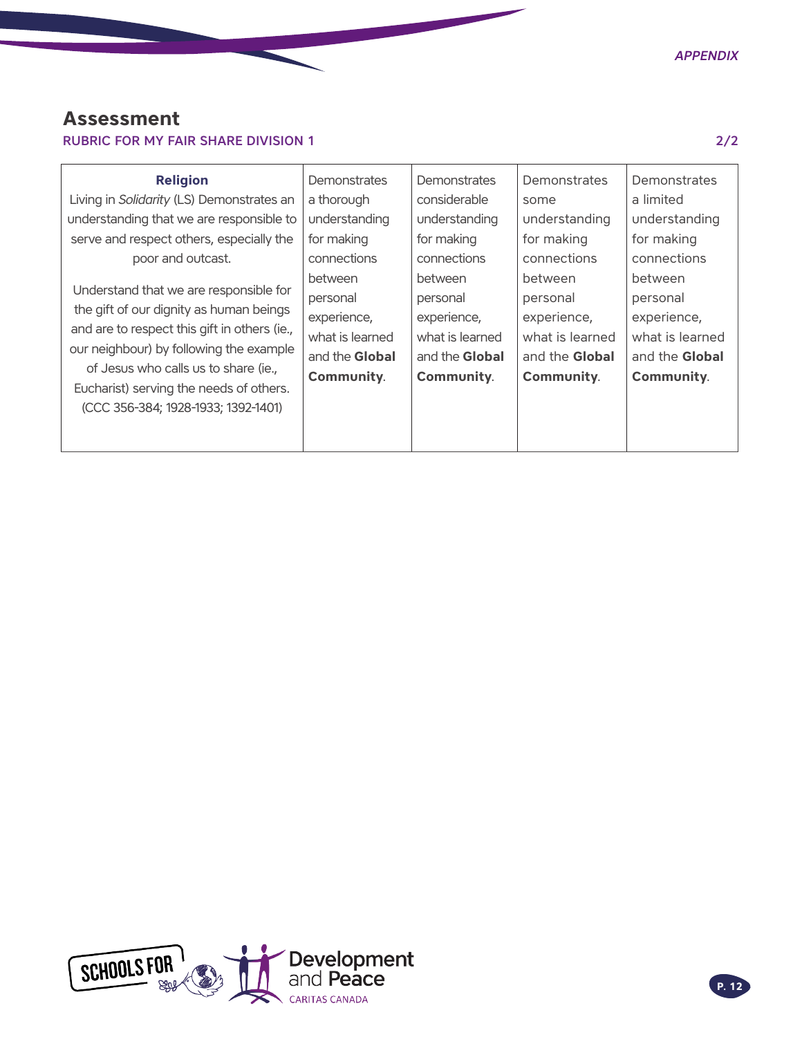## Assessment

RUBRIC FOR MY FAIR SHARE DIVISION 1

| **Religion**<br>Living in *Solidarity* (LS) Demonstrates an understanding that we are responsible to serve and respect others, especially the poor and outcast.<br><br>Understand that we are responsible for the gift of our dignity as human beings and are to respect this gift in others (ie., our neighbour) by following the example of Jesus who calls us to share (ie., Eucharist) serving the needs of others. (CCC 356-384; 1928-1933; 1392-1401) | Demonstrates a thorough understanding for making connections between personal experience, what is learned and the **Global Community**. | Demonstrates considerable understanding for making connections between personal experience, what is learned and the **Global Community**. | Demonstrates some understanding for making connections between personal experience, what is learned and the **Global Community**. | Demonstrates a limited understanding for making connections between personal experience, what is learned and the **Global Community**. |
|---|---|---|---|---|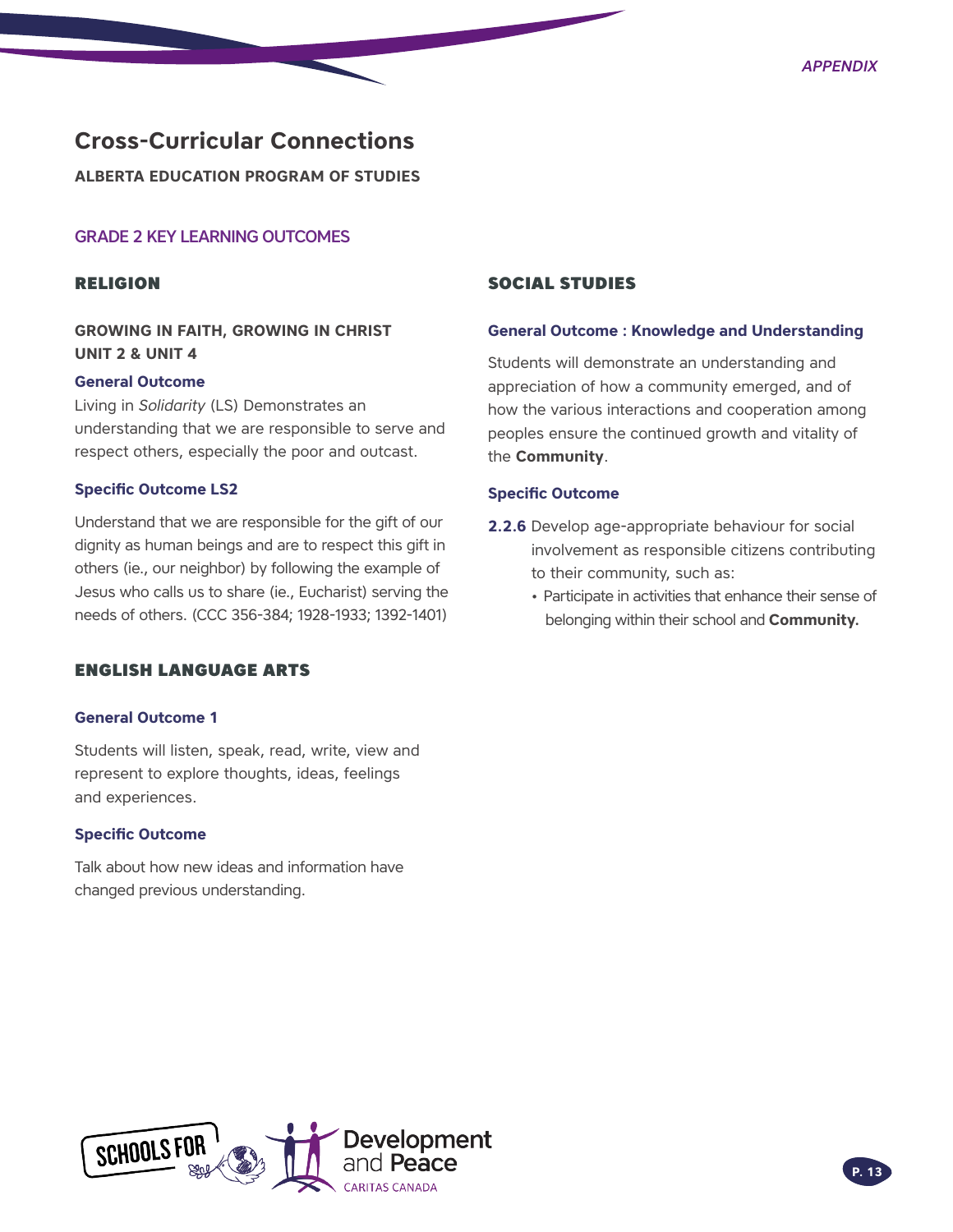# Cross-Curricular Connections

**ALBERTA EDUCATION PROGRAM OF STUDIES**

## GRADE 2 KEY LEARNING OUTCOMES

### RELIGION

**GROWING IN FAITH, GROWING IN CHRIST**
**UNIT 2 & UNIT 4**

**General Outcome**

Living in *Solidarity* (LS) Demonstrates an understanding that we are responsible to serve and respect others, especially the poor and outcast.

**Specific Outcome LS2**

Understand that we are responsible for the gift of our dignity as human beings and are to respect this gift in others (ie., our neighbor) by following the example of Jesus who calls us to share (ie., Eucharist) serving the needs of others. (CCC 356-384; 1928-1933; 1392-1401)

### ENGLISH LANGUAGE ARTS

**General Outcome 1**

Students will listen, speak, read, write, view and represent to explore thoughts, ideas, feelings and experiences.

**Specific Outcome**

Talk about how new ideas and information have changed previous understanding.

### SOCIAL STUDIES

**General Outcome : Knowledge and Understanding**

Students will demonstrate an understanding and appreciation of how a community emerged, and of how the various interactions and cooperation among peoples ensure the continued growth and vitality of the **Community**.

**Specific Outcome**

**2.2.6** Develop age-appropriate behaviour for social involvement as responsible citizens contributing to their community, such as:

- Participate in activities that enhance their sense of belonging within their school and **Community.**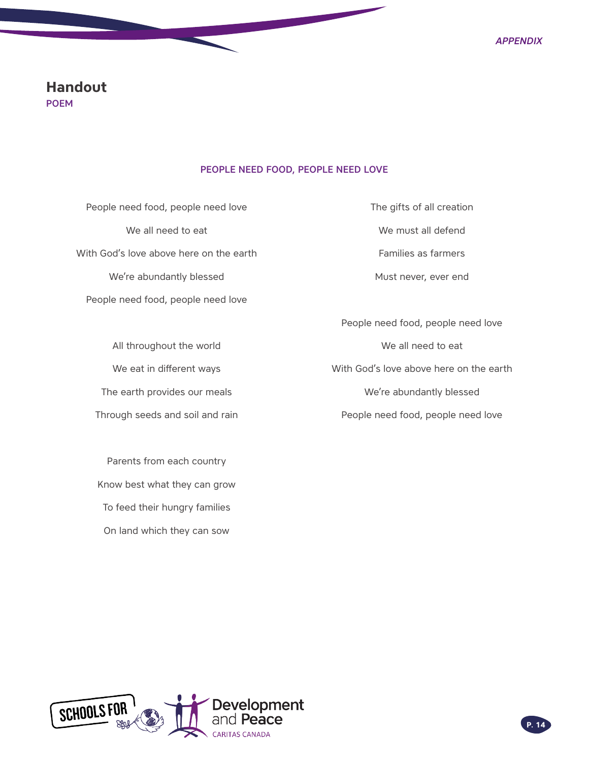## Handout

**POEM**

### PEOPLE NEED FOOD, PEOPLE NEED LOVE

People need food, people need love  
We all need to eat  
With God's love above here on the earth  
We're abundantly blessed  
People need food, people need love

All throughout the world  
We eat in different ways  
The earth provides our meals  
Through seeds and soil and rain

Parents from each country  
Know best what they can grow  
To feed their hungry families  
On land which they can sow

The gifts of all creation  
We must all defend  
Families as farmers  
Must never, ever end

People need food, people need love  
We all need to eat  
With God's love above here on the earth  
We're abundantly blessed  
People need food, people need love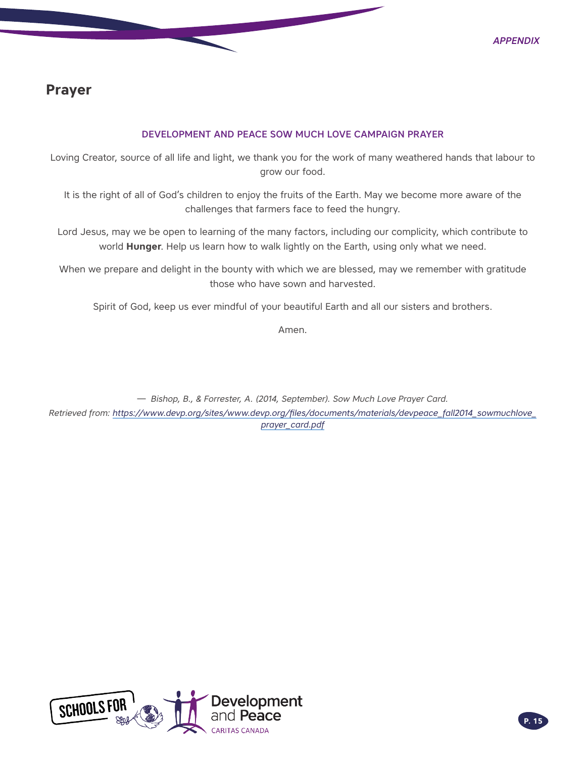# Prayer

## DEVELOPMENT AND PEACE SOW MUCH LOVE CAMPAIGN PRAYER

Loving Creator, source of all life and light, we thank you for the work of many weathered hands that labour to grow our food.

It is the right of all of God's children to enjoy the fruits of the Earth. May we become more aware of the challenges that farmers face to feed the hungry.

Lord Jesus, may we be open to learning of the many factors, including our complicity, which contribute to world **Hunger**. Help us learn how to walk lightly on the Earth, using only what we need.

When we prepare and delight in the bounty with which we are blessed, may we remember with gratitude those who have sown and harvested.

Spirit of God, keep us ever mindful of your beautiful Earth and all our sisters and brothers.

Amen.

*— Bishop, B., & Forrester, A. (2014, September). Sow Much Love Prayer Card.*
*Retrieved from: https://www.devp.org/sites/www.devp.org/files/documents/materials/devpeace_fall2014_sowmuchlove_prayer_card.pdf*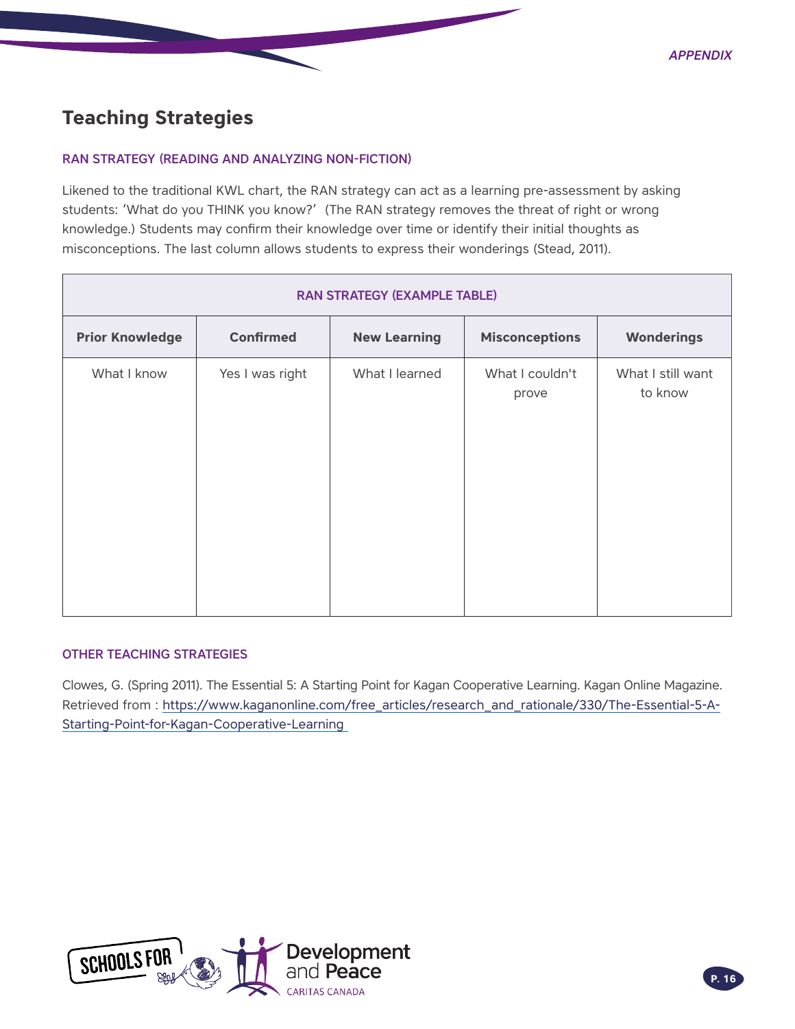## Teaching Strategies

### RAN STRATEGY (READING AND ANALYZING NON-FICTION)

Likened to the traditional KWL chart, the RAN strategy can act as a learning pre-assessment by asking students: 'What do you THINK you know?' (The RAN strategy removes the threat of right or wrong knowledge.) Students may confirm their knowledge over time or identify their initial thoughts as misconceptions. The last column allows students to express their wonderings (Stead, 2011).

**RAN STRATEGY (EXAMPLE TABLE)**

| Prior Knowledge | Confirmed | New Learning | Misconceptions | Wonderings |
|---|---|---|---|---|
| What I know | Yes I was right | What I learned | What I couldn't prove | What I still want to know |

### OTHER TEACHING STRATEGIES

Clowes, G. (Spring 2011). The Essential 5: A Starting Point for Kagan Cooperative Learning. Kagan Online Magazine. Retrieved from : [https://www.kaganonline.com/free_articles/research_and_rationale/330/The-Essential-5-A-Starting-Point-for-Kagan-Cooperative-Learning](https://www.kaganonline.com/free_articles/research_and_rationale/330/The-Essential-5-A-Starting-Point-for-Kagan-Cooperative-Learning)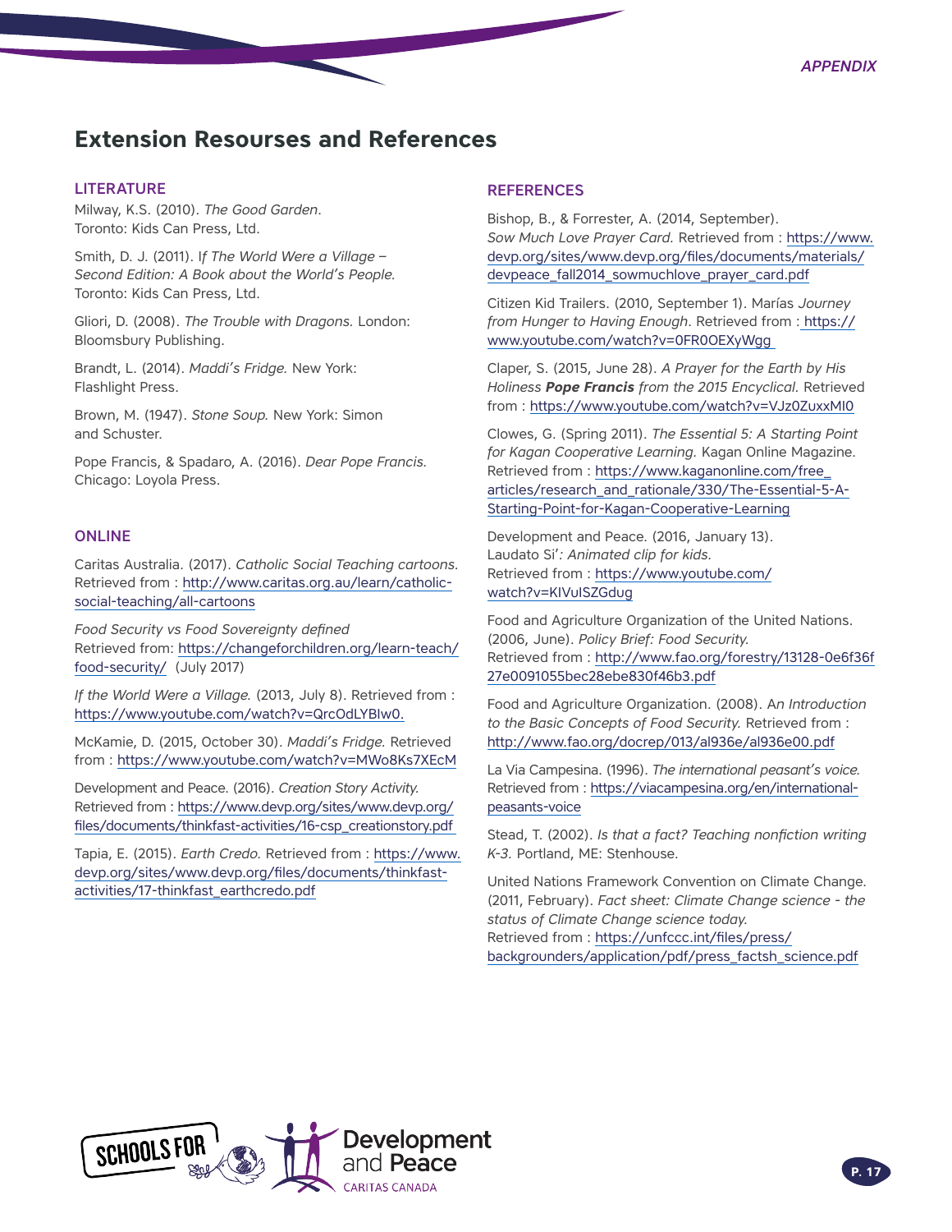## Extension Resourses and References

### LITERATURE

Milway, K.S. (2010). *The Good Garden*. Toronto: Kids Can Press, Ltd.

Smith, D. J. (2011). I*f The World Were a Village – Second Edition: A Book about the World's People.* Toronto: Kids Can Press, Ltd.

Gliori, D. (2008). *The Trouble with Dragons.* London: Bloomsbury Publishing.

Brandt, L. (2014). *Maddi's Fridge.* New York: Flashlight Press.

Brown, M. (1947). *Stone Soup.* New York: Simon and Schuster.

Pope Francis, & Spadaro, A. (2016). *Dear Pope Francis.* Chicago: Loyola Press.

### ONLINE

Caritas Australia. (2017). *Catholic Social Teaching cartoons.* Retrieved from : http://www.caritas.org.au/learn/catholic-social-teaching/all-cartoons

*Food Security vs Food Sovereignty defined* Retrieved from: https://changeforchildren.org/learn-teach/food-security/ (July 2017)

*If the World Were a Village.* (2013, July 8). Retrieved from : https://www.youtube.com/watch?v=QrcOdLYBIw0.

McKamie, D. (2015, October 30). *Maddi's Fridge.* Retrieved from : https://www.youtube.com/watch?v=MWo8Ks7XEcM

Development and Peace. (2016). *Creation Story Activity.* Retrieved from : https://www.devp.org/sites/www.devp.org/files/documents/thinkfast-activities/16-csp_creationstory.pdf

Tapia, E. (2015). *Earth Credo.* Retrieved from : https://www.devp.org/sites/www.devp.org/files/documents/thinkfast-activities/17-thinkfast_earthcredo.pdf

### REFERENCES

Bishop, B., & Forrester, A. (2014, September). *Sow Much Love Prayer Card.* Retrieved from : https://www.devp.org/sites/www.devp.org/files/documents/materials/devpeace_fall2014_sowmuchlove_prayer_card.pdf

Citizen Kid Trailers. (2010, September 1). Marías *Journey from Hunger to Having Enough*. Retrieved from : https://www.youtube.com/watch?v=0FR0OEXyWgg

Claper, S. (2015, June 28). *A Prayer for the Earth by His Holiness **Pope Francis** from the 2015 Encyclical.* Retrieved from : https://www.youtube.com/watch?v=VJz0ZuxxMI0

Clowes, G. (Spring 2011). *The Essential 5: A Starting Point for Kagan Cooperative Learning.* Kagan Online Magazine. Retrieved from : https://www.kaganonline.com/free_articles/research_and_rationale/330/The-Essential-5-A-Starting-Point-for-Kagan-Cooperative-Learning

Development and Peace. (2016, January 13). Laudato Si'*: Animated clip for kids.* Retrieved from : https://www.youtube.com/watch?v=KIVuISZGdug

Food and Agriculture Organization of the United Nations. (2006, June). *Policy Brief: Food Security.* Retrieved from : http://www.fao.org/forestry/13128-0e6f36f27e0091055bec28ebe830f46b3.pdf

Food and Agriculture Organization. (2008). A*n Introduction to the Basic Concepts of Food Security.* Retrieved from : http://www.fao.org/docrep/013/al936e/al936e00.pdf

La Via Campesina. (1996). *The international peasant's voice.* Retrieved from : https://viacampesina.org/en/international-peasants-voice

Stead, T. (2002). *Is that a fact? Teaching nonfiction writing K-3.* Portland, ME: Stenhouse.

United Nations Framework Convention on Climate Change. (2011, February). *Fact sheet: Climate Change science - the status of Climate Change science today.* Retrieved from : https://unfccc.int/files/press/backgrounders/application/pdf/press_factsh_science.pdf